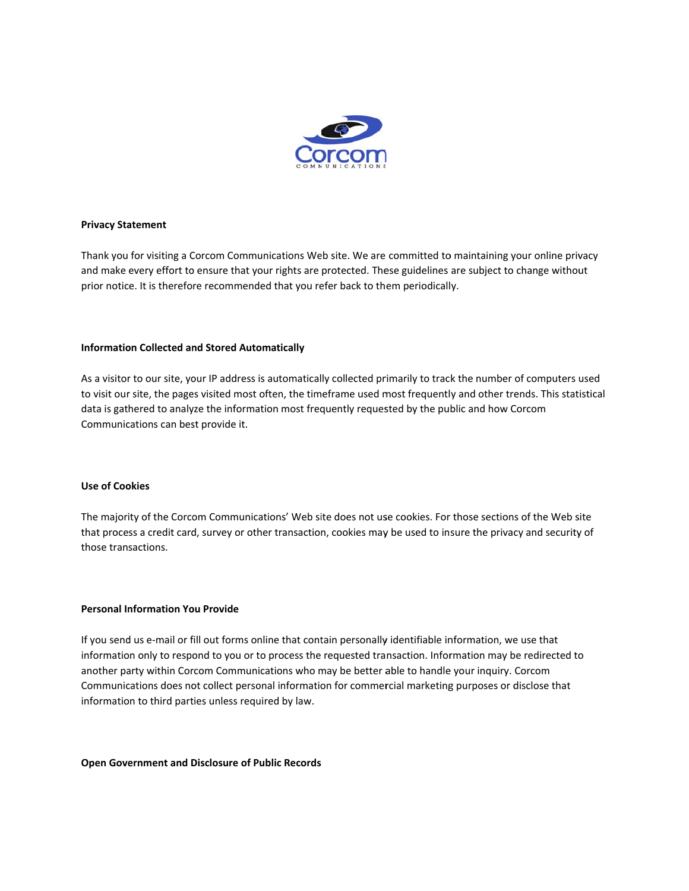## Privacy Statement

Thank you for visiting a Corcom Communications Web site. We are committed to maintaining your online privacy and make every effort to ensure that your rights are protected. These guidelines are subject to change without prior notice. It is therefore recommended that you refer back to them periodically.

## Information Collected and Stored Automatically

As a visitor to our site, your IP address is automatically collected primarily to track the number of computers used to visit our site, the pages visited most often, the timeframe used most frequently and other trends. This statistical data is gathered to analyze the information most frequently requested by the public and how Corcom Communications can best provide it.

## Use of Cookies

The majority of the Corcom Communications' Web site does not use cookies. For those sections of the Web site that process a credit card, survey or other transaction, cookies may be used to insure the privacy and security of those transactions.

## Personal Information You Provide

If you send us e-mail or fill out forms online that contain personally identifiable information, we use that information only to respond to you or to process the requested transaction. Information may be redirected to another party within Corcom Communications who may be better able to handle your inquiry. Corcom Communications does not collect personal information for commercial marketing purposes or disclose that information to third parties unless required by law.

## Open Government and Disclosure of Public Records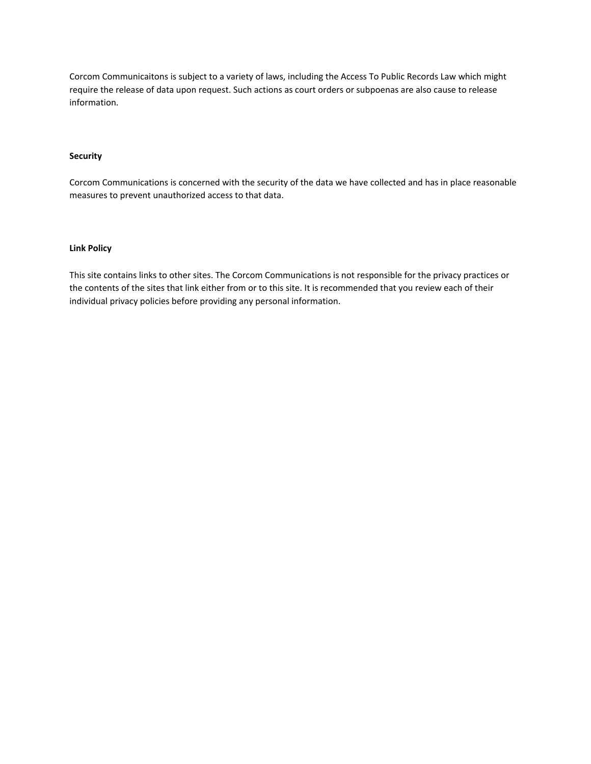Corcom Communicaitons is subject to a variety of laws, including the Access To Public Records Law which might require the release of data upon request. Such actions as court orders or subpoenas are also cause to release information.

**Security**

Corcom Communications is concerned with the security of the data we have collected and has in place reasonable measures to prevent unauthorized access to that data.

**Link Policy**

This site contains links to other sites. The Corcom Communications is not responsible for the privacy practices or the contents of the sites that link either from or to this site. It is recommended that you review each of their individual privacy policies before providing any personal information.